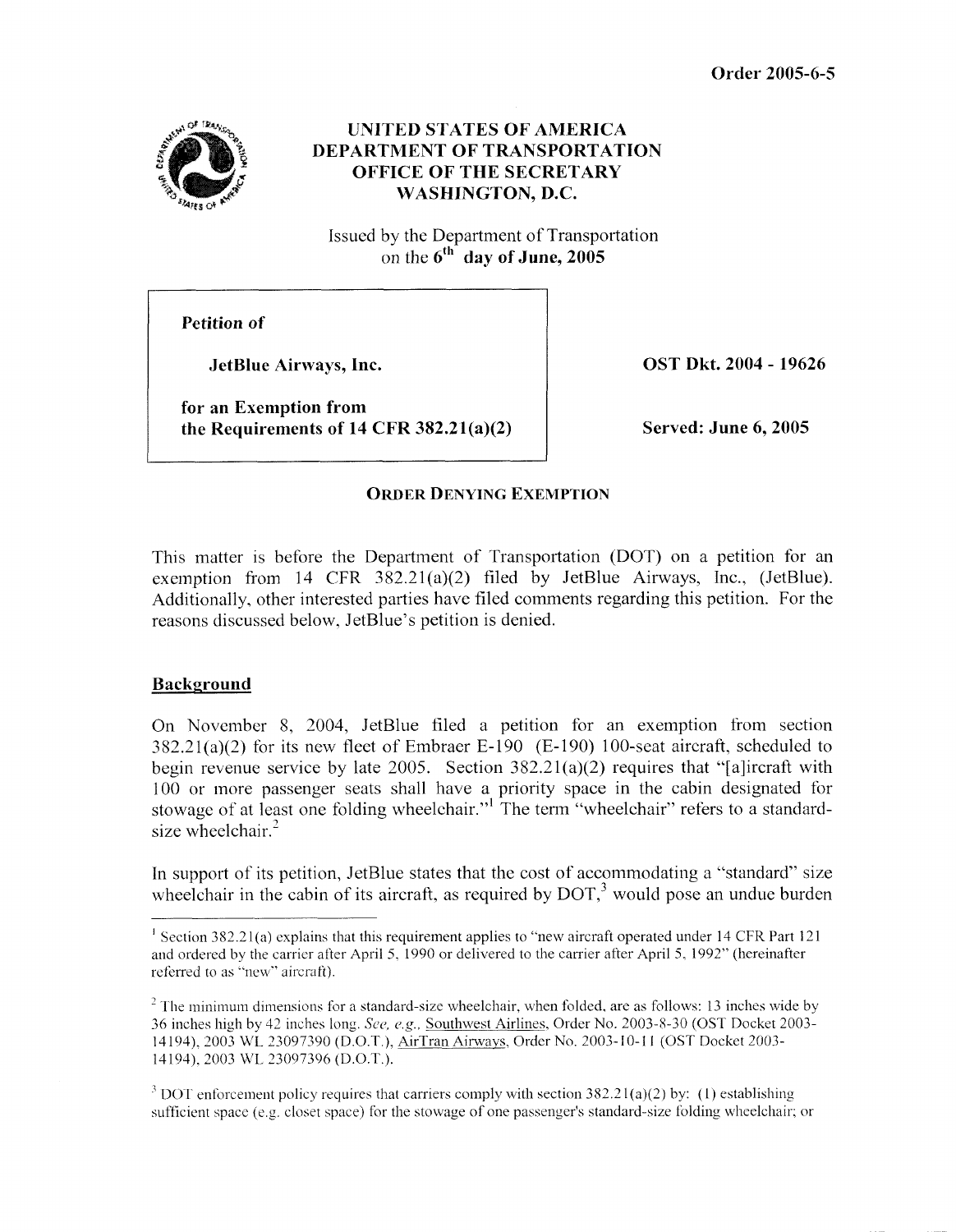Order 2005-6-5

# UNITED STATES OF AMERICA
# DEPARTMENT OF TRANSPORTATION
# OFFICE OF THE SECRETARY
# WASHINGTON, D.C.

Issued by the Department of Transportation on the 6th day of June, 2005

| | |
|---|---|
| **Petition of**<br><br>**JetBlue Airways, Inc.**<br><br>**for an Exemption from the Requirements of 14 CFR 382.21(a)(2)** | **OST Dkt. 2004 - 19626**<br><br>**Served: June 6, 2005** |

**ORDER DENYING EXEMPTION**

This matter is before the Department of Transportation (DOT) on a petition for an exemption from 14 CFR 382.21(a)(2) filed by JetBlue Airways, Inc., (JetBlue). Additionally, other interested parties have filed comments regarding this petition. For the reasons discussed below, JetBlue's petition is denied.

## Background

On November 8, 2004, JetBlue filed a petition for an exemption from section 382.21(a)(2) for its new fleet of Embraer E-190 (E-190) 100-seat aircraft, scheduled to begin revenue service by late 2005. Section 382.21(a)(2) requires that "[a]ircraft with 100 or more passenger seats shall have a priority space in the cabin designated for stowage of at least one folding wheelchair."[1] The term "wheelchair" refers to a standard-size wheelchair.[2]

In support of its petition, JetBlue states that the cost of accommodating a "standard" size wheelchair in the cabin of its aircraft, as required by DOT,[3] would pose an undue burden

---

[1] Section 382.21(a) explains that this requirement applies to "new aircraft operated under 14 CFR Part 121 and ordered by the carrier after April 5, 1990 or delivered to the carrier after April 5, 1992" (hereinafter referred to as "new" aircraft).

[2] The minimum dimensions for a standard-size wheelchair, when folded, are as follows: 13 inches wide by 36 inches high by 42 inches long. *See, e.g.*, Southwest Airlines, Order No. 2003-8-30 (OST Docket 2003-14194), 2003 WL 23097390 (D.O.T.), AirTran Airways, Order No. 2003-10-11 (OST Docket 2003-14194), 2003 WL 23097396 (D.O.T.).

[3] DOT enforcement policy requires that carriers comply with section 382.21(a)(2) by: (1) establishing sufficient space (e.g. closet space) for the stowage of one passenger's standard-size folding wheelchair; or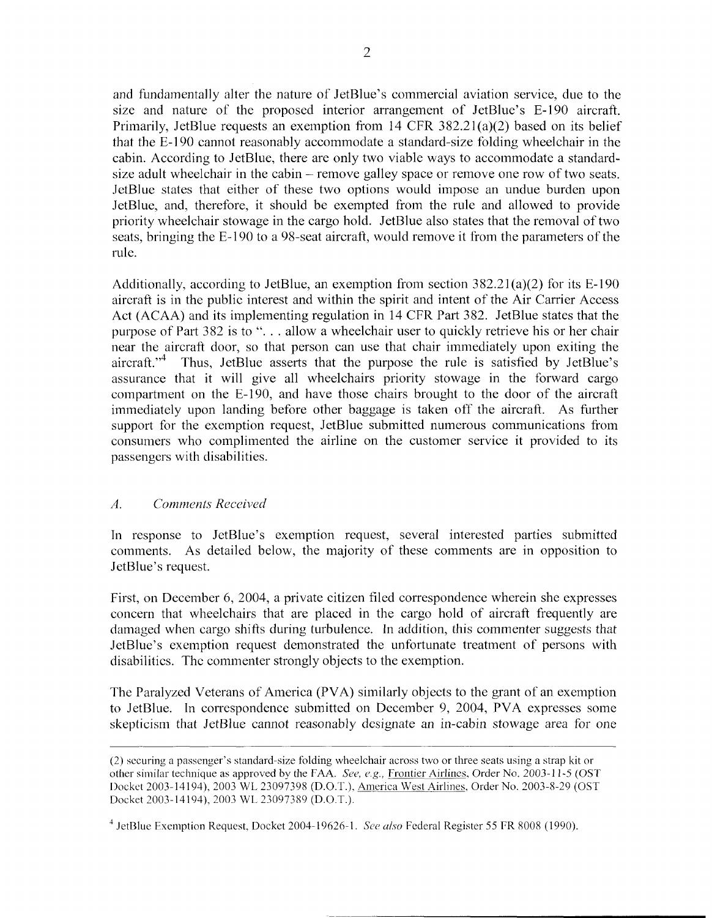and fundamentally alter the nature of JetBlue's commercial aviation service, due to the size and nature of the proposed interior arrangement of JetBlue's E-190 aircraft. Primarily, JetBlue requests an exemption from 14 CFR 382.21(a)(2) based on its belief that the E-190 cannot reasonably accommodate a standard-size folding wheelchair in the cabin. According to JetBlue, there are only two viable ways to accommodate a standard-size adult wheelchair in the cabin – remove galley space or remove one row of two seats. JetBlue states that either of these two options would impose an undue burden upon JetBlue, and, therefore, it should be exempted from the rule and allowed to provide priority wheelchair stowage in the cargo hold. JetBlue also states that the removal of two seats, bringing the E-190 to a 98-seat aircraft, would remove it from the parameters of the rule.

Additionally, according to JetBlue, an exemption from section 382.21(a)(2) for its E-190 aircraft is in the public interest and within the spirit and intent of the Air Carrier Access Act (ACAA) and its implementing regulation in 14 CFR Part 382. JetBlue states that the purpose of Part 382 is to ". . . allow a wheelchair user to quickly retrieve his or her chair near the aircraft door, so that person can use that chair immediately upon exiting the aircraft."[4] Thus, JetBlue asserts that the purpose the rule is satisfied by JetBlue's assurance that it will give all wheelchairs priority stowage in the forward cargo compartment on the E-190, and have those chairs brought to the door of the aircraft immediately upon landing before other baggage is taken off the aircraft. As further support for the exemption request, JetBlue submitted numerous communications from consumers who complimented the airline on the customer service it provided to its passengers with disabilities.

### *A. Comments Received*

In response to JetBlue's exemption request, several interested parties submitted comments. As detailed below, the majority of these comments are in opposition to JetBlue's request.

First, on December 6, 2004, a private citizen filed correspondence wherein she expresses concern that wheelchairs that are placed in the cargo hold of aircraft frequently are damaged when cargo shifts during turbulence. In addition, this commenter suggests that JetBlue's exemption request demonstrated the unfortunate treatment of persons with disabilities. The commenter strongly objects to the exemption.

The Paralyzed Veterans of America (PVA) similarly objects to the grant of an exemption to JetBlue. In correspondence submitted on December 9, 2004, PVA expresses some skepticism that JetBlue cannot reasonably designate an in-cabin stowage area for one

---

(2) securing a passenger's standard-size folding wheelchair across two or three seats using a strap kit or other similar technique as approved by the FAA. *See, e.g.*, Frontier Airlines, Order No. 2003-11-5 (OST Docket 2003-14194), 2003 WL 23097398 (D.O.T.), America West Airlines, Order No. 2003-8-29 (OST Docket 2003-14194), 2003 WL 23097389 (D.O.T.).

[4] JetBlue Exemption Request, Docket 2004-19626-1. *See also* Federal Register 55 FR 8008 (1990).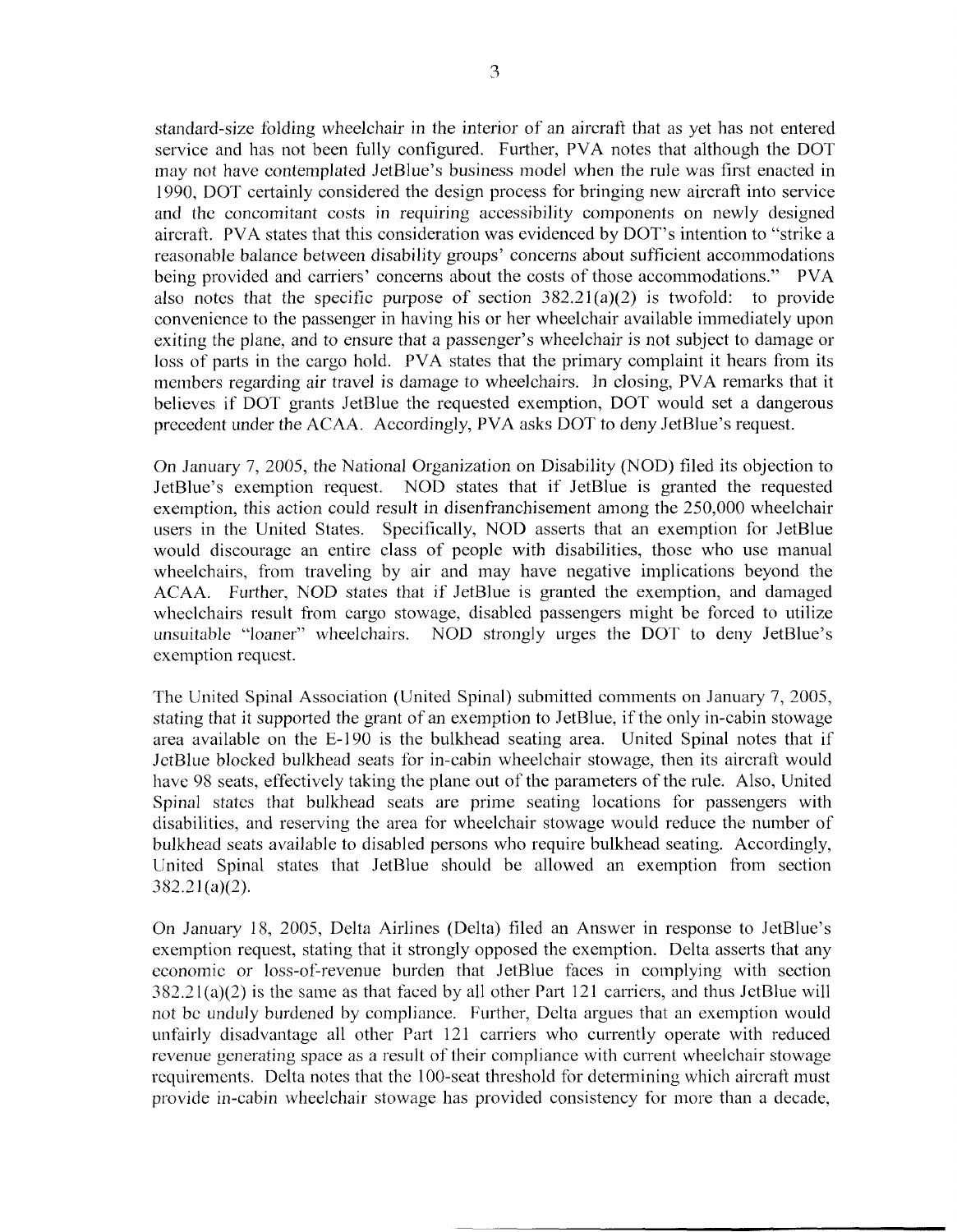standard-size folding wheelchair in the interior of an aircraft that as yet has not entered service and has not been fully configured. Further, PVA notes that although the DOT may not have contemplated JetBlue's business model when the rule was first enacted in 1990, DOT certainly considered the design process for bringing new aircraft into service and the concomitant costs in requiring accessibility components on newly designed aircraft. PVA states that this consideration was evidenced by DOT's intention to "strike a reasonable balance between disability groups' concerns about sufficient accommodations being provided and carriers' concerns about the costs of those accommodations." PVA also notes that the specific purpose of section 382.21(a)(2) is twofold: to provide convenience to the passenger in having his or her wheelchair available immediately upon exiting the plane, and to ensure that a passenger's wheelchair is not subject to damage or loss of parts in the cargo hold. PVA states that the primary complaint it hears from its members regarding air travel is damage to wheelchairs. In closing, PVA remarks that it believes if DOT grants JetBlue the requested exemption, DOT would set a dangerous precedent under the ACAA. Accordingly, PVA asks DOT to deny JetBlue's request.

On January 7, 2005, the National Organization on Disability (NOD) filed its objection to JetBlue's exemption request. NOD states that if JetBlue is granted the requested exemption, this action could result in disenfranchisement among the 250,000 wheelchair users in the United States. Specifically, NOD asserts that an exemption for JetBlue would discourage an entire class of people with disabilities, those who use manual wheelchairs, from traveling by air and may have negative implications beyond the ACAA. Further, NOD states that if JetBlue is granted the exemption, and damaged wheelchairs result from cargo stowage, disabled passengers might be forced to utilize unsuitable "loaner" wheelchairs. NOD strongly urges the DOT to deny JetBlue's exemption request.

The United Spinal Association (United Spinal) submitted comments on January 7, 2005, stating that it supported the grant of an exemption to JetBlue, if the only in-cabin stowage area available on the E-190 is the bulkhead seating area. United Spinal notes that if JetBlue blocked bulkhead seats for in-cabin wheelchair stowage, then its aircraft would have 98 seats, effectively taking the plane out of the parameters of the rule. Also, United Spinal states that bulkhead seats are prime seating locations for passengers with disabilities, and reserving the area for wheelchair stowage would reduce the number of bulkhead seats available to disabled persons who require bulkhead seating. Accordingly, United Spinal states that JetBlue should be allowed an exemption from section 382.21(a)(2).

On January 18, 2005, Delta Airlines (Delta) filed an Answer in response to JetBlue's exemption request, stating that it strongly opposed the exemption. Delta asserts that any economic or loss-of-revenue burden that JetBlue faces in complying with section 382.21(a)(2) is the same as that faced by all other Part 121 carriers, and thus JetBlue will not be unduly burdened by compliance. Further, Delta argues that an exemption would unfairly disadvantage all other Part 121 carriers who currently operate with reduced revenue generating space as a result of their compliance with current wheelchair stowage requirements. Delta notes that the 100-seat threshold for determining which aircraft must provide in-cabin wheelchair stowage has provided consistency for more than a decade,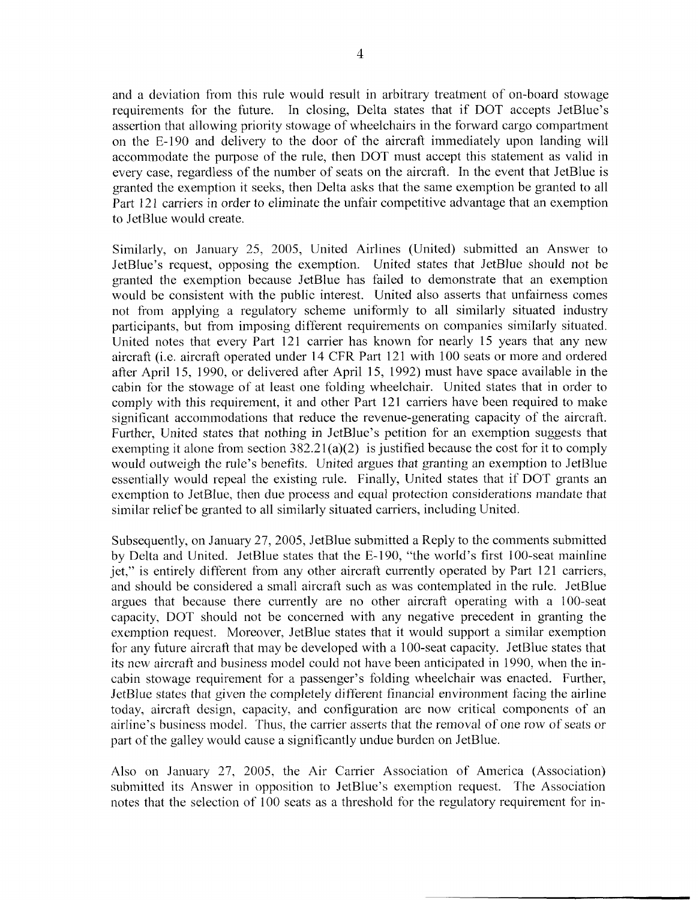and a deviation from this rule would result in arbitrary treatment of on-board stowage requirements for the future. In closing, Delta states that if DOT accepts JetBlue's assertion that allowing priority stowage of wheelchairs in the forward cargo compartment on the E-190 and delivery to the door of the aircraft immediately upon landing will accommodate the purpose of the rule, then DOT must accept this statement as valid in every case, regardless of the number of seats on the aircraft. In the event that JetBlue is granted the exemption it seeks, then Delta asks that the same exemption be granted to all Part 121 carriers in order to eliminate the unfair competitive advantage that an exemption to JetBlue would create.

Similarly, on January 25, 2005, United Airlines (United) submitted an Answer to JetBlue's request, opposing the exemption. United states that JetBlue should not be granted the exemption because JetBlue has failed to demonstrate that an exemption would be consistent with the public interest. United also asserts that unfairness comes not from applying a regulatory scheme uniformly to all similarly situated industry participants, but from imposing different requirements on companies similarly situated. United notes that every Part 121 carrier has known for nearly 15 years that any new aircraft (i.e. aircraft operated under 14 CFR Part 121 with 100 seats or more and ordered after April 15, 1990, or delivered after April 15, 1992) must have space available in the cabin for the stowage of at least one folding wheelchair. United states that in order to comply with this requirement, it and other Part 121 carriers have been required to make significant accommodations that reduce the revenue-generating capacity of the aircraft. Further, United states that nothing in JetBlue's petition for an exemption suggests that exempting it alone from section 382.21(a)(2) is justified because the cost for it to comply would outweigh the rule's benefits. United argues that granting an exemption to JetBlue essentially would repeal the existing rule. Finally, United states that if DOT grants an exemption to JetBlue, then due process and equal protection considerations mandate that similar relief be granted to all similarly situated carriers, including United.

Subsequently, on January 27, 2005, JetBlue submitted a Reply to the comments submitted by Delta and United. JetBlue states that the E-190, "the world's first 100-seat mainline jet," is entirely different from any other aircraft currently operated by Part 121 carriers, and should be considered a small aircraft such as was contemplated in the rule. JetBlue argues that because there currently are no other aircraft operating with a 100-seat capacity, DOT should not be concerned with any negative precedent in granting the exemption request. Moreover, JetBlue states that it would support a similar exemption for any future aircraft that may be developed with a 100-seat capacity. JetBlue states that its new aircraft and business model could not have been anticipated in 1990, when the in-cabin stowage requirement for a passenger's folding wheelchair was enacted. Further, JetBlue states that given the completely different financial environment facing the airline today, aircraft design, capacity, and configuration are now critical components of an airline's business model. Thus, the carrier asserts that the removal of one row of seats or part of the galley would cause a significantly undue burden on JetBlue.

Also on January 27, 2005, the Air Carrier Association of America (Association) submitted its Answer in opposition to JetBlue's exemption request. The Association notes that the selection of 100 seats as a threshold for the regulatory requirement for in-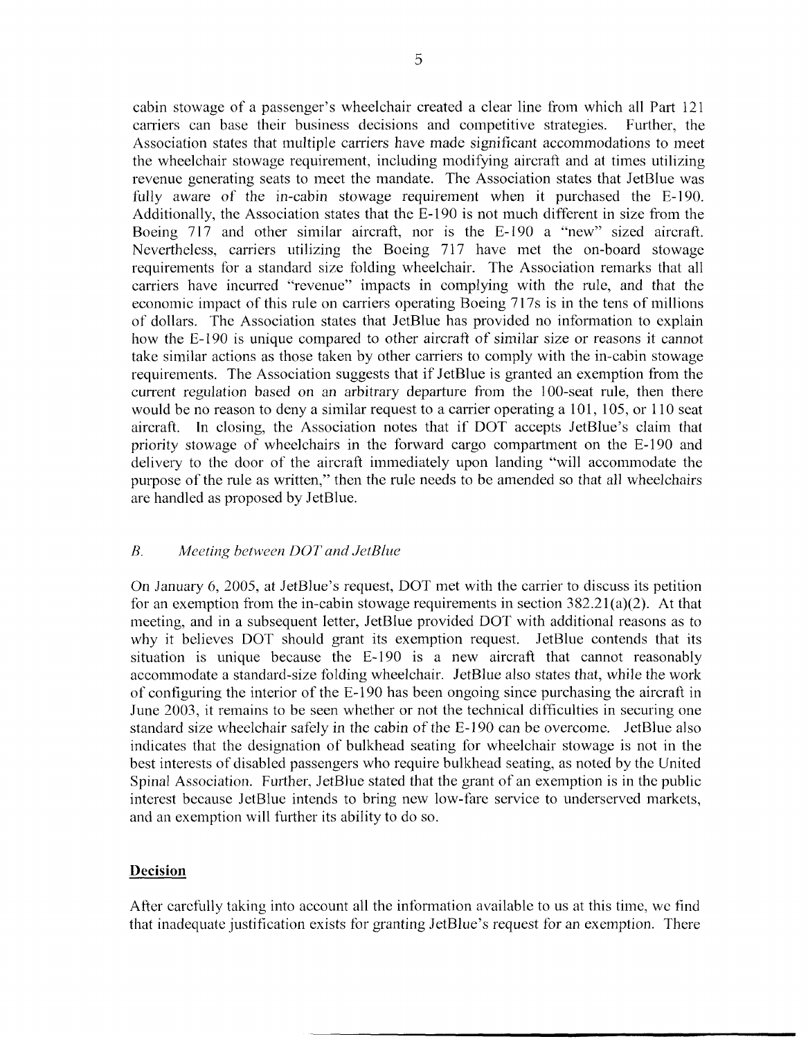cabin stowage of a passenger's wheelchair created a clear line from which all Part 121 carriers can base their business decisions and competitive strategies. Further, the Association states that multiple carriers have made significant accommodations to meet the wheelchair stowage requirement, including modifying aircraft and at times utilizing revenue generating seats to meet the mandate. The Association states that JetBlue was fully aware of the in-cabin stowage requirement when it purchased the E-190. Additionally, the Association states that the E-190 is not much different in size from the Boeing 717 and other similar aircraft, nor is the E-190 a "new" sized aircraft. Nevertheless, carriers utilizing the Boeing 717 have met the on-board stowage requirements for a standard size folding wheelchair. The Association remarks that all carriers have incurred "revenue" impacts in complying with the rule, and that the economic impact of this rule on carriers operating Boeing 717s is in the tens of millions of dollars. The Association states that JetBlue has provided no information to explain how the E-190 is unique compared to other aircraft of similar size or reasons it cannot take similar actions as those taken by other carriers to comply with the in-cabin stowage requirements. The Association suggests that if JetBlue is granted an exemption from the current regulation based on an arbitrary departure from the 100-seat rule, then there would be no reason to deny a similar request to a carrier operating a 101, 105, or 110 seat aircraft. In closing, the Association notes that if DOT accepts JetBlue's claim that priority stowage of wheelchairs in the forward cargo compartment on the E-190 and delivery to the door of the aircraft immediately upon landing "will accommodate the purpose of the rule as written," then the rule needs to be amended so that all wheelchairs are handled as proposed by JetBlue.

### *B. Meeting between DOT and JetBlue*

On January 6, 2005, at JetBlue's request, DOT met with the carrier to discuss its petition for an exemption from the in-cabin stowage requirements in section 382.21(a)(2). At that meeting, and in a subsequent letter, JetBlue provided DOT with additional reasons as to why it believes DOT should grant its exemption request. JetBlue contends that its situation is unique because the E-190 is a new aircraft that cannot reasonably accommodate a standard-size folding wheelchair. JetBlue also states that, while the work of configuring the interior of the E-190 has been ongoing since purchasing the aircraft in June 2003, it remains to be seen whether or not the technical difficulties in securing one standard size wheelchair safely in the cabin of the E-190 can be overcome. JetBlue also indicates that the designation of bulkhead seating for wheelchair stowage is not in the best interests of disabled passengers who require bulkhead seating, as noted by the United Spinal Association. Further, JetBlue stated that the grant of an exemption is in the public interest because JetBlue intends to bring new low-fare service to underserved markets, and an exemption will further its ability to do so.

## Decision

After carefully taking into account all the information available to us at this time, we find that inadequate justification exists for granting JetBlue's request for an exemption. There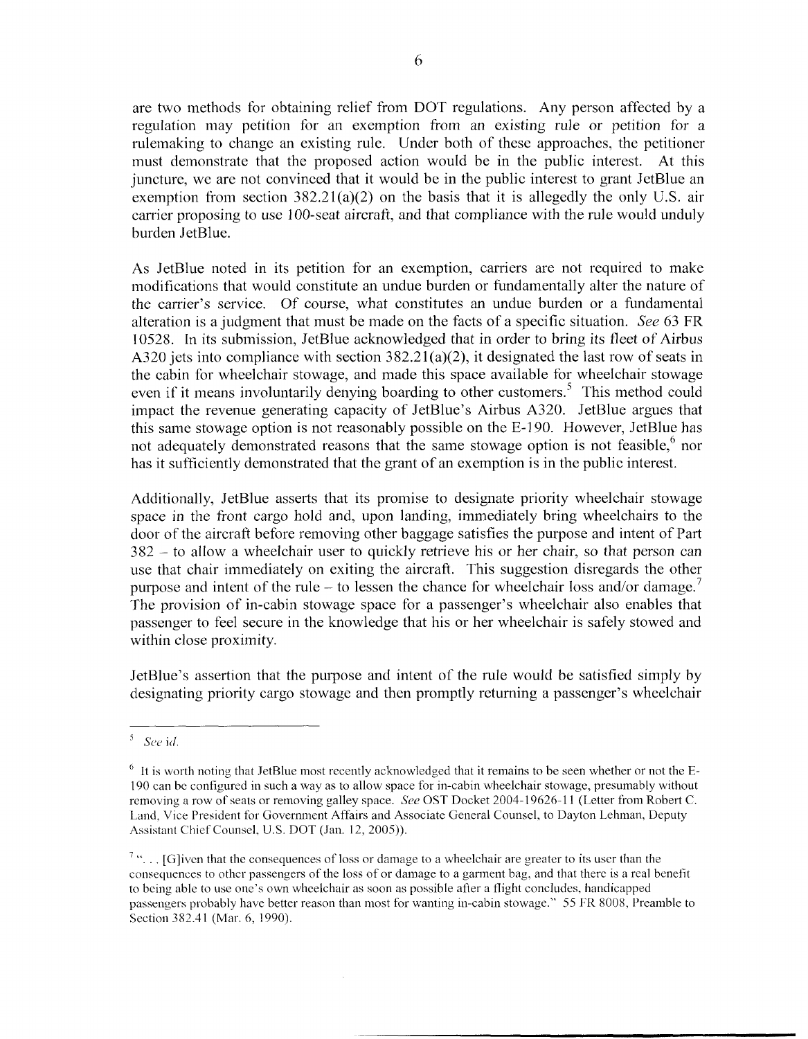are two methods for obtaining relief from DOT regulations. Any person affected by a regulation may petition for an exemption from an existing rule or petition for a rulemaking to change an existing rule. Under both of these approaches, the petitioner must demonstrate that the proposed action would be in the public interest. At this juncture, we are not convinced that it would be in the public interest to grant JetBlue an exemption from section 382.21(a)(2) on the basis that it is allegedly the only U.S. air carrier proposing to use 100-seat aircraft, and that compliance with the rule would unduly burden JetBlue.

As JetBlue noted in its petition for an exemption, carriers are not required to make modifications that would constitute an undue burden or fundamentally alter the nature of the carrier's service. Of course, what constitutes an undue burden or a fundamental alteration is a judgment that must be made on the facts of a specific situation. *See* 63 FR 10528. In its submission, JetBlue acknowledged that in order to bring its fleet of Airbus A320 jets into compliance with section 382.21(a)(2), it designated the last row of seats in the cabin for wheelchair stowage, and made this space available for wheelchair stowage even if it means involuntarily denying boarding to other customers.[5] This method could impact the revenue generating capacity of JetBlue's Airbus A320. JetBlue argues that this same stowage option is not reasonably possible on the E-190. However, JetBlue has not adequately demonstrated reasons that the same stowage option is not feasible,[6] nor has it sufficiently demonstrated that the grant of an exemption is in the public interest.

Additionally, JetBlue asserts that its promise to designate priority wheelchair stowage space in the front cargo hold and, upon landing, immediately bring wheelchairs to the door of the aircraft before removing other baggage satisfies the purpose and intent of Part 382 – to allow a wheelchair user to quickly retrieve his or her chair, so that person can use that chair immediately on exiting the aircraft. This suggestion disregards the other purpose and intent of the rule – to lessen the chance for wheelchair loss and/or damage.[7] The provision of in-cabin stowage space for a passenger's wheelchair also enables that passenger to feel secure in the knowledge that his or her wheelchair is safely stowed and within close proximity.

JetBlue's assertion that the purpose and intent of the rule would be satisfied simply by designating priority cargo stowage and then promptly returning a passenger's wheelchair

---

[5] *See id.*

[6] It is worth noting that JetBlue most recently acknowledged that it remains to be seen whether or not the E-190 can be configured in such a way as to allow space for in-cabin wheelchair stowage, presumably without removing a row of seats or removing galley space. *See* OST Docket 2004-19626-11 (Letter from Robert C. Land, Vice President for Government Affairs and Associate General Counsel, to Dayton Lehman, Deputy Assistant Chief Counsel, U.S. DOT (Jan. 12, 2005)).

[7] ". . . [G]iven that the consequences of loss or damage to a wheelchair are greater to its user than the consequences to other passengers of the loss of or damage to a garment bag, and that there is a real benefit to being able to use one's own wheelchair as soon as possible after a flight concludes, handicapped passengers probably have better reason than most for wanting in-cabin stowage." 55 FR 8008, Preamble to Section 382.41 (Mar. 6, 1990).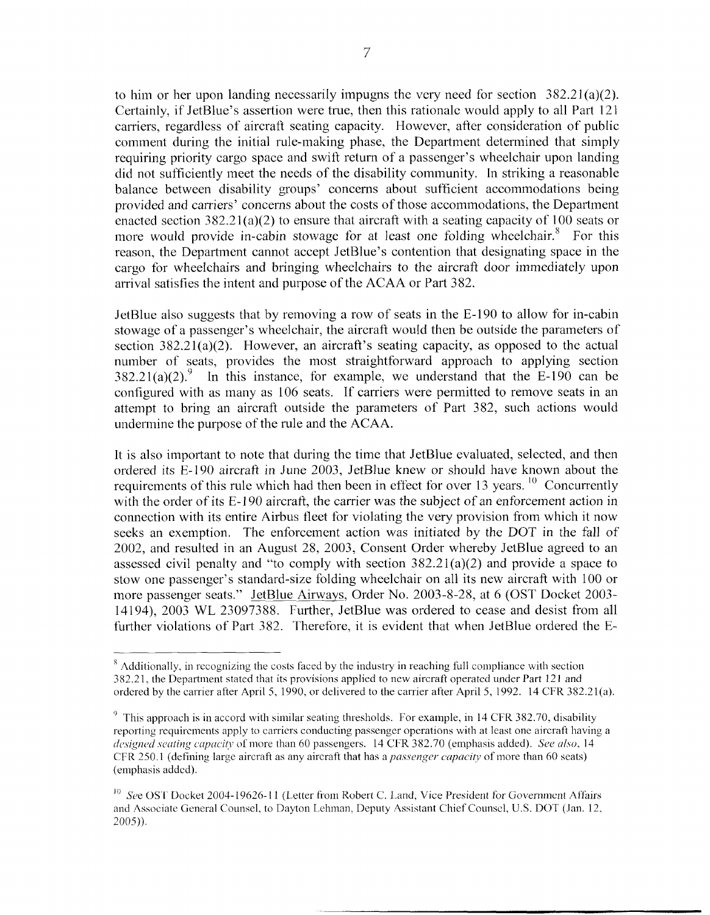to him or her upon landing necessarily impugns the very need for section 382.21(a)(2). Certainly, if JetBlue's assertion were true, then this rationale would apply to all Part 121 carriers, regardless of aircraft seating capacity. However, after consideration of public comment during the initial rule-making phase, the Department determined that simply requiring priority cargo space and swift return of a passenger's wheelchair upon landing did not sufficiently meet the needs of the disability community. In striking a reasonable balance between disability groups' concerns about sufficient accommodations being provided and carriers' concerns about the costs of those accommodations, the Department enacted section 382.21(a)(2) to ensure that aircraft with a seating capacity of 100 seats or more would provide in-cabin stowage for at least one folding wheelchair.[8] For this reason, the Department cannot accept JetBlue's contention that designating space in the cargo for wheelchairs and bringing wheelchairs to the aircraft door immediately upon arrival satisfies the intent and purpose of the ACAA or Part 382.

JetBlue also suggests that by removing a row of seats in the E-190 to allow for in-cabin stowage of a passenger's wheelchair, the aircraft would then be outside the parameters of section 382.21(a)(2). However, an aircraft's seating capacity, as opposed to the actual number of seats, provides the most straightforward approach to applying section 382.21(a)(2).[9] In this instance, for example, we understand that the E-190 can be configured with as many as 106 seats. If carriers were permitted to remove seats in an attempt to bring an aircraft outside the parameters of Part 382, such actions would undermine the purpose of the rule and the ACAA.

It is also important to note that during the time that JetBlue evaluated, selected, and then ordered its E-190 aircraft in June 2003, JetBlue knew or should have known about the requirements of this rule which had then been in effect for over 13 years.[10] Concurrently with the order of its E-190 aircraft, the carrier was the subject of an enforcement action in connection with its entire Airbus fleet for violating the very provision from which it now seeks an exemption. The enforcement action was initiated by the DOT in the fall of 2002, and resulted in an August 28, 2003, Consent Order whereby JetBlue agreed to an assessed civil penalty and "to comply with section 382.21(a)(2) and provide a space to stow one passenger's standard-size folding wheelchair on all its new aircraft with 100 or more passenger seats." JetBlue Airways, Order No. 2003-8-28, at 6 (OST Docket 2003-14194), 2003 WL 23097388. Further, JetBlue was ordered to cease and desist from all further violations of Part 382. Therefore, it is evident that when JetBlue ordered the E-

---

[8] Additionally, in recognizing the costs faced by the industry in reaching full compliance with section 382.21, the Department stated that its provisions applied to new aircraft operated under Part 121 and ordered by the carrier after April 5, 1990, or delivered to the carrier after April 5, 1992. 14 CFR 382.21(a).

[9] This approach is in accord with similar seating thresholds. For example, in 14 CFR 382.70, disability reporting requirements apply to carriers conducting passenger operations with at least one aircraft having a *designed seating capacity* of more than 60 passengers. 14 CFR 382.70 (emphasis added). *See also*, 14 CFR 250.1 (defining large aircraft as any aircraft that has a *passenger capacity* of more than 60 seats) (emphasis added).

[10] *See* OST Docket 2004-19626-11 (Letter from Robert C. Land, Vice President for Government Affairs and Associate General Counsel, to Dayton Lehman, Deputy Assistant Chief Counsel, U.S. DOT (Jan. 12, 2005)).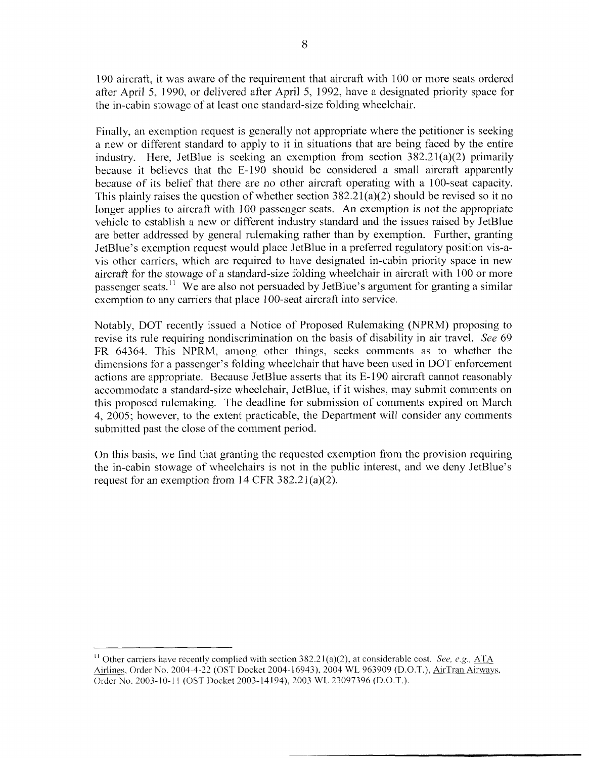190 aircraft, it was aware of the requirement that aircraft with 100 or more seats ordered after April 5, 1990, or delivered after April 5, 1992, have a designated priority space for the in-cabin stowage of at least one standard-size folding wheelchair.

Finally, an exemption request is generally not appropriate where the petitioner is seeking a new or different standard to apply to it in situations that are being faced by the entire industry. Here, JetBlue is seeking an exemption from section 382.21(a)(2) primarily because it believes that the E-190 should be considered a small aircraft apparently because of its belief that there are no other aircraft operating with a 100-seat capacity. This plainly raises the question of whether section 382.21(a)(2) should be revised so it no longer applies to aircraft with 100 passenger seats. An exemption is not the appropriate vehicle to establish a new or different industry standard and the issues raised by JetBlue are better addressed by general rulemaking rather than by exemption. Further, granting JetBlue's exemption request would place JetBlue in a preferred regulatory position vis-a-vis other carriers, which are required to have designated in-cabin priority space in new aircraft for the stowage of a standard-size folding wheelchair in aircraft with 100 or more passenger seats.[11] We are also not persuaded by JetBlue's argument for granting a similar exemption to any carriers that place 100-seat aircraft into service.

Notably, DOT recently issued a Notice of Proposed Rulemaking (NPRM) proposing to revise its rule requiring nondiscrimination on the basis of disability in air travel. *See* 69 FR 64364. This NPRM, among other things, seeks comments as to whether the dimensions for a passenger's folding wheelchair that have been used in DOT enforcement actions are appropriate. Because JetBlue asserts that its E-190 aircraft cannot reasonably accommodate a standard-size wheelchair, JetBlue, if it wishes, may submit comments on this proposed rulemaking. The deadline for submission of comments expired on March 4, 2005; however, to the extent practicable, the Department will consider any comments submitted past the close of the comment period.

On this basis, we find that granting the requested exemption from the provision requiring the in-cabin stowage of wheelchairs is not in the public interest, and we deny JetBlue's request for an exemption from 14 CFR 382.21(a)(2).

---

[11] Other carriers have recently complied with section 382.21(a)(2), at considerable cost. *See, e.g.,* ATA Airlines, Order No. 2004-4-22 (OST Docket 2004-16943), 2004 WL 963909 (D.O.T.), AirTran Airways, Order No. 2003-10-11 (OST Docket 2003-14194), 2003 WL 23097396 (D.O.T.).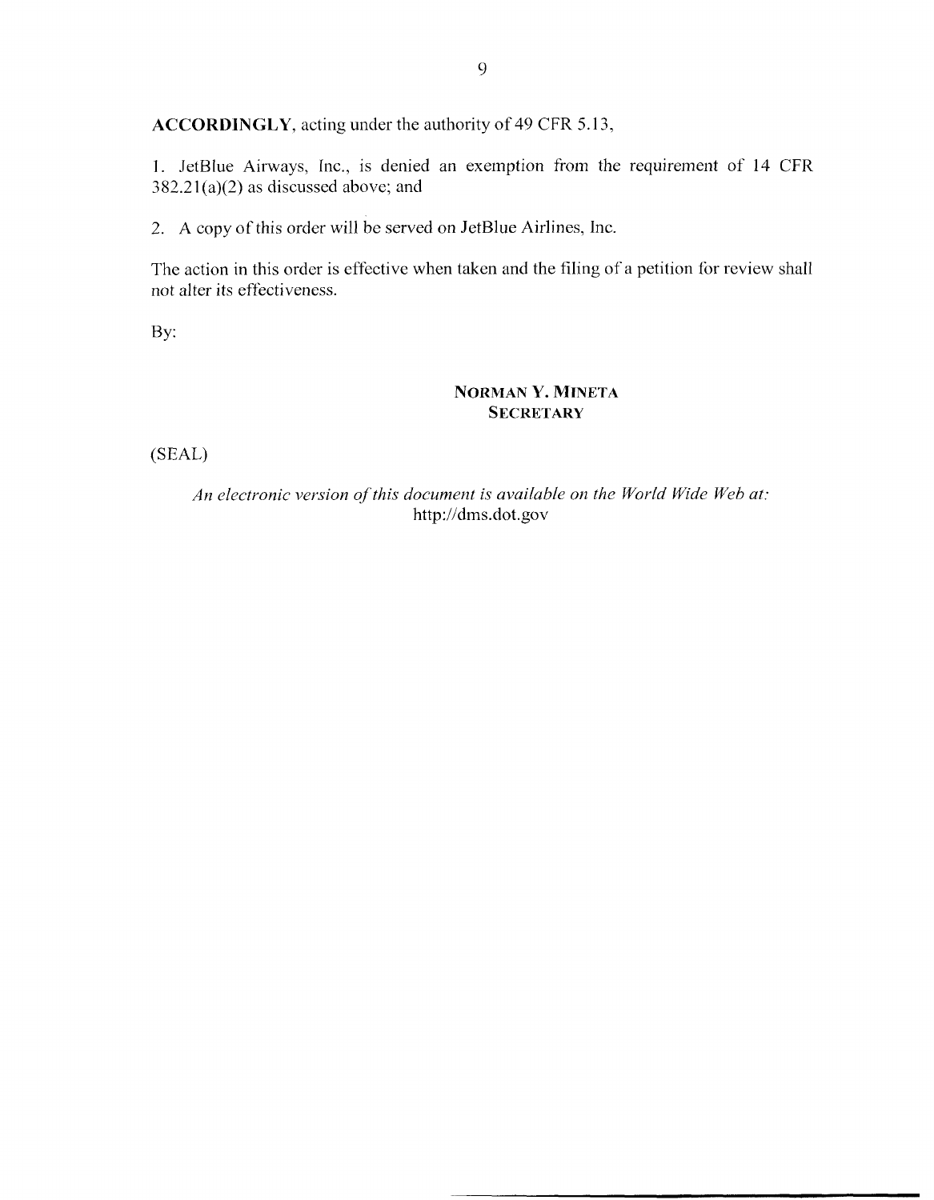**ACCORDINGLY**, acting under the authority of 49 CFR 5.13,

1. JetBlue Airways, Inc., is denied an exemption from the requirement of 14 CFR 382.21(a)(2) as discussed above; and

2. A copy of this order will be served on JetBlue Airlines, Inc.

The action in this order is effective when taken and the filing of a petition for review shall not alter its effectiveness.

By:

**NORMAN Y. MINETA**
**SECRETARY**

(SEAL)

*An electronic version of this document is available on the World Wide Web at:*
http://dms.dot.gov